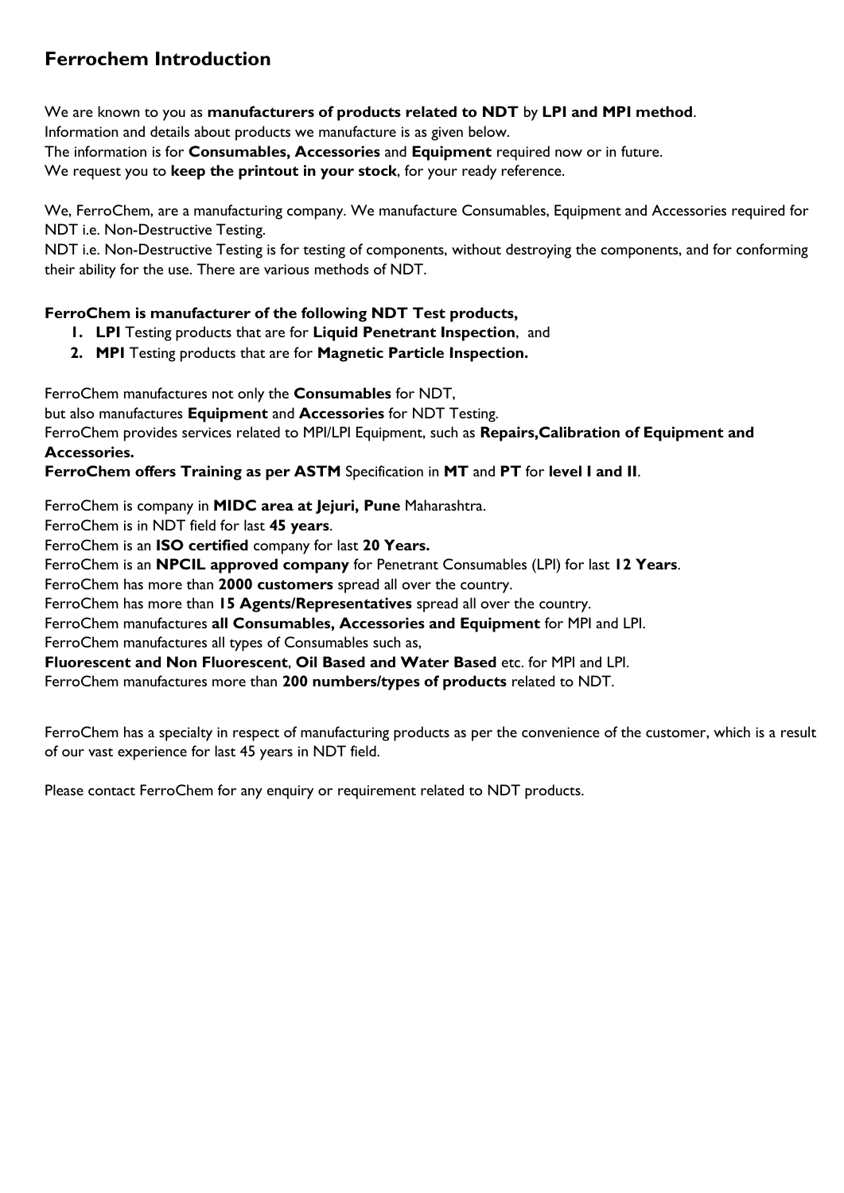## Ferrochem Introduction

We are known to you as **manufacturers of products related to NDT** by **LPI and MPI method**.
Information and details about products we manufacture is as given below.
The information is for **Consumables, Accessories** and **Equipment** required now or in future.
We request you to **keep the printout in your stock**, for your ready reference.

We, FerroChem, are a manufacturing company. We manufacture Consumables, Equipment and Accessories required for NDT i.e. Non-Destructive Testing.
NDT i.e. Non-Destructive Testing is for testing of components, without destroying the components, and for conforming their ability for the use. There are various methods of NDT.

**FerroChem is manufacturer of the following NDT Test products,**

1. **LPI** Testing products that are for **Liquid Penetrant Inspection**, and
2. **MPI** Testing products that are for **Magnetic Particle Inspection.**

FerroChem manufactures not only the **Consumables** for NDT,
but also manufactures **Equipment** and **Accessories** for NDT Testing.
FerroChem provides services related to MPI/LPI Equipment, such as **Repairs,Calibration of Equipment and Accessories.**
**FerroChem offers Training as per ASTM** Specification in **MT** and **PT** for **level I and II**.

FerroChem is company in **MIDC area at Jejuri, Pune** Maharashtra.
FerroChem is in NDT field for last **45 years**.
FerroChem is an **ISO certified** company for last **20 Years.**
FerroChem is an **NPCIL approved company** for Penetrant Consumables (LPI) for last **12 Years**.
FerroChem has more than **2000 customers** spread all over the country.
FerroChem has more than **15 Agents/Representatives** spread all over the country.
FerroChem manufactures **all Consumables, Accessories and Equipment** for MPI and LPI.
FerroChem manufactures all types of Consumables such as,
**Fluorescent and Non Fluorescent**, **Oil Based and Water Based** etc. for MPI and LPI.
FerroChem manufactures more than **200 numbers/types of products** related to NDT.

FerroChem has a specialty in respect of manufacturing products as per the convenience of the customer, which is a result of our vast experience for last 45 years in NDT field.

Please contact FerroChem for any enquiry or requirement related to NDT products.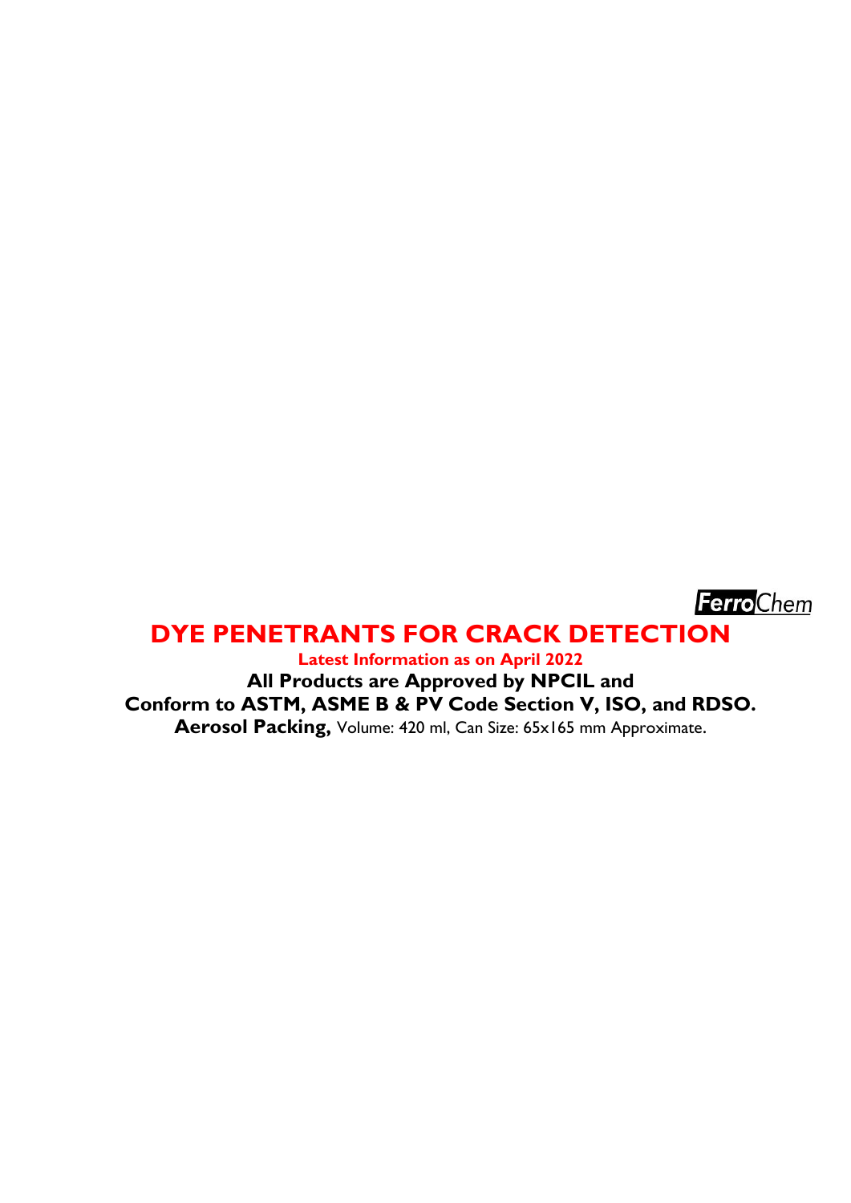*FerroChem*

# DYE PENETRANTS FOR CRACK DETECTION

**Latest Information as on April 2022**

**All Products are Approved by NPCIL and**
**Conform to ASTM, ASME B & PV Code Section V, ISO, and RDSO.**
**Aerosol Packing,** Volume: 420 ml, Can Size: 65x165 mm Approximate.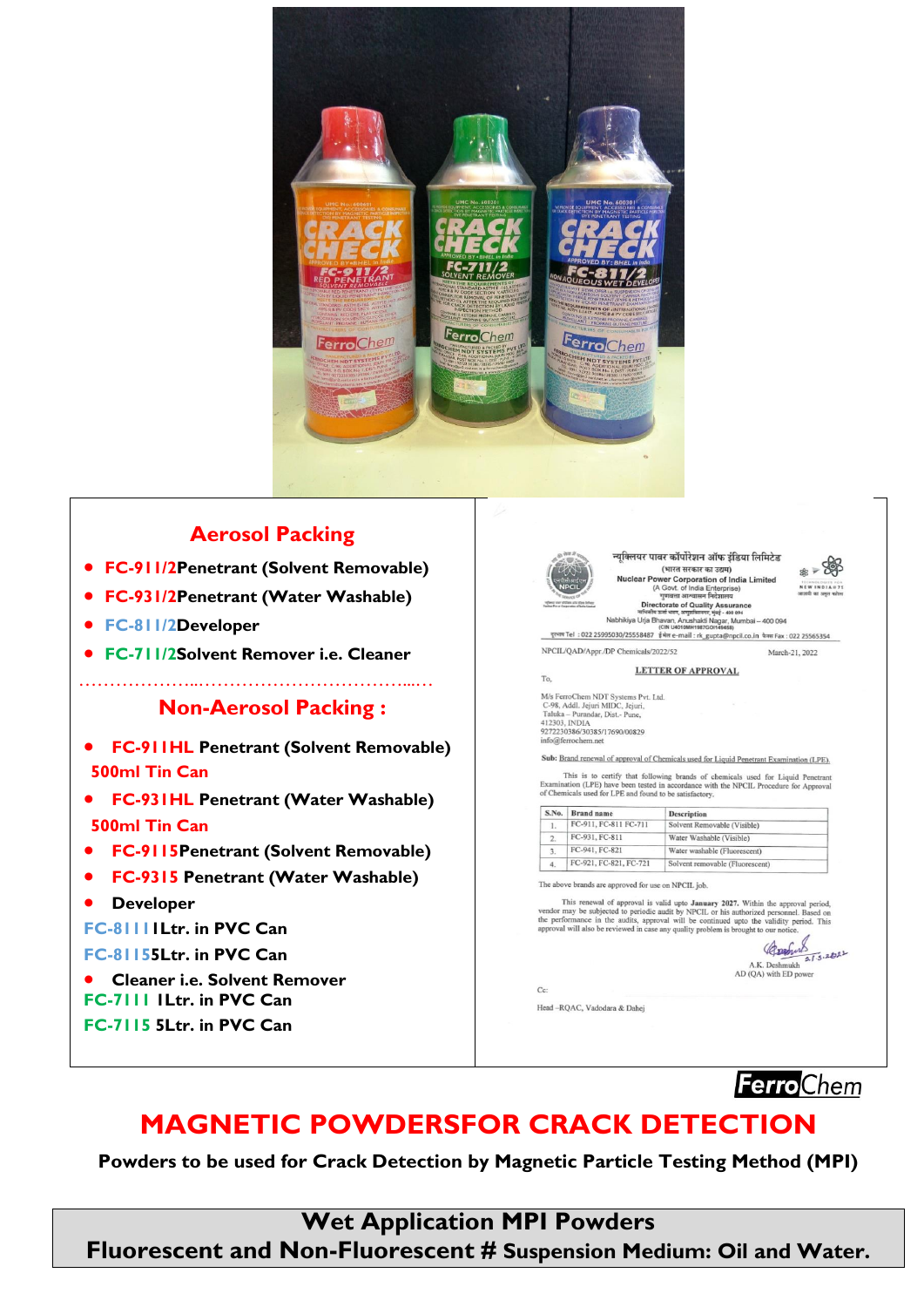## Aerosol Packing

- **FC-911/2 Penetrant (Solvent Removable)**
- **FC-931/2 Penetrant (Water Washable)**
- **FC-811/2 Developer**
- **FC-711/2 Solvent Remover i.e. Cleaner**

……………………………………………………

## Non-Aerosol Packing :

- **FC-911HL Penetrant (Solvent Removable) 500ml Tin Can**
- **FC-931HL Penetrant (Water Washable) 500ml Tin Can**
- **FC-9115 Penetrant (Solvent Removable)**
- **FC-9315 Penetrant (Water Washable)**
- **Developer**

**FC-8111 1Ltr. in PVC Can**

**FC-8115 5Ltr. in PVC Can**

- **Cleaner i.e. Solvent Remover**

**FC-7111 1Ltr. in PVC Can**

**FC-7115 5Ltr. in PVC Can**

न्यूक्लियर पावर कॉर्पोरेशन ऑफ इंडिया लिमिटेड
(भारत सरकार का उद्यम)
Nuclear Power Corporation of India Limited
(A Govt. of India Enterprise)
गुणवत्ता आश्वासन निदेशालय
Directorate of Quality Assurance
Nabhikiya Urja Bhavan, Anushakti Nagar, Mumbai – 400 094
(CIN U40104MH1987GOI149458)
Tel : 022 25995030/25558487 e-mail : rk_gupta@npcil.co.in Fax : 022 25565354

NPCIL/QAD/Appr./DP Chemicals/2022/52 March-21, 2022

**LETTER OF APPROVAL**

To,

M/s FerroChem NDT Systems Pvt. Ltd.
C-98, Addl. Jejuri MIDC, Jejuri,
Taluka – Purandar, Dist.- Pune,
412303, INDIA
9272230386/30385/17690/00829
info@ferrochem.net

**Sub:** Brand renewal of approval of Chemicals used for Liquid Penetrant Examination (LPE).

This is to certify that following brands of chemicals used for Liquid Penetrant Examination (LPE) have been tested in accordance with the NPCIL Procedure for Approval of Chemicals used for LPE and found to be satisfactory.

| S.No. | Brand name | Description |
|---|---|---|
| 1. | FC-911, FC-811 FC-711 | Solvent Removable (Visible) |
| 2. | FC-931, FC-811 | Water Washable (Visible) |
| 3. | FC-941, FC-821 | Water washable (Fluorescent) |
| 4. | FC-921, FC-821, FC-721 | Solvent removable (Fluorescent) |

The above brands are approved for use on NPCIL job.

This renewal of approval is valid upto **January 2027**. Within the approval period, vendor may be subjected to periodic audit by NPCIL or his authorized personnel. Based on the performance in the audits, approval will be continued upto the validity period. This approval will also be reviewed in case any quality problem is brought to our notice.

21.3.2022
A.K. Deshmukh
AD (QA) with ED power

Cc:

Head –RQAC, Vadodara & Dahej

**FerroChem**

# MAGNETIC POWDERSFOR CRACK DETECTION

**Powders to be used for Crack Detection by Magnetic Particle Testing Method (MPI)**

## Wet Application MPI Powders
**Fluorescent and Non-Fluorescent # Suspension Medium: Oil and Water.**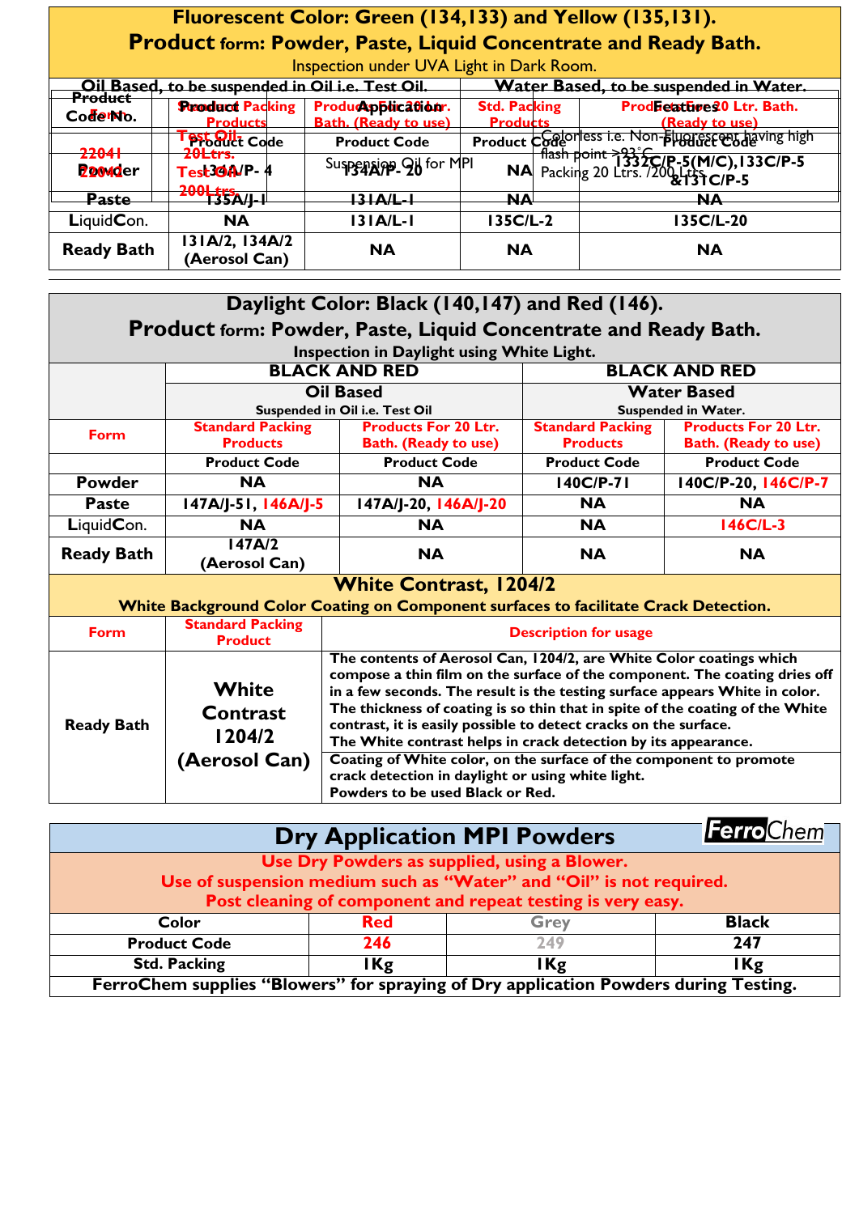## Fluorescent Color: Green (134,133) and Yellow (135,131).

## Product form: Powder, Paste, Liquid Concentrate and Ready Bath.

Inspection under UVA Light in Dark Room.

| | Oil Based, to be suspended in Oil i.e. Test Oil. | | Water Based, to be suspended in Water. | |
|---|---|---|---|---|
| **Form** | **Standard Packing Products** | **Products For 20 Ltr. Bath. (Ready to use)** | **Std. Packing Products** | **Products For 20 Ltr. Bath. (Ready to use)** |
| | **Product Code** | **Product Code** | **Product Code** | **Product Code** |
| **Powder** | 134A/P- 4 | 134A/P- 20 | NA | 1332C/P-5(M/C),133C/P-5 &131C/P-5 |
| **Paste** | 135A/J-1 | 131A/L-1 | NA | NA |
| **LiquidCon.** | NA | 131A/L-1 | 135C/L-2 | 135C/L-20 |
| **Ready Bath** | 131A/2, 134A/2 (Aerosol Can) | NA | NA | NA |

| Product Code No. | Application | Features |
|---|---|---|
| 22041 Test Oil 20Ltrs. 22042 Test Oil 200Ltrs. | Suspension Oil for MPI | Colorless i.e. Non-Fluorescent having high flash point >93°C. Packing 20 Ltrs. /200 Ltrs. |

## Daylight Color: Black (140,147) and Red (146).

## Product form: Powder, Paste, Liquid Concentrate and Ready Bath.

Inspection in Daylight using White Light.

| | BLACK AND RED | | BLACK AND RED | |
|---|---|---|---|---|
| | **Oil Based** Suspended in Oil i.e. Test Oil | | **Water Based** Suspended in Water. | |
| **Form** | **Standard Packing Products** | **Products For 20 Ltr. Bath. (Ready to use)** | **Standard Packing Products** | **Products For 20 Ltr. Bath. (Ready to use)** |
| | **Product Code** | **Product Code** | **Product Code** | **Product Code** |
| **Powder** | NA | NA | 140C/P-71 | 140C/P-20, 146C/P-7 |
| **Paste** | 147A/J-51, 146A/J-5 | 147A/J-20, 146A/J-20 | NA | NA |
| **LiquidCon.** | NA | NA | NA | 146C/L-3 |
| **Ready Bath** | 147A/2 (Aerosol Can) | NA | NA | NA |

## White Contrast, 1204/2

**White Background Color Coating on Component surfaces to facilitate Crack Detection.**

| Form | Standard Packing Product | Description for usage |
|---|---|---|
| **Ready Bath** | **White Contrast 1204/2 (Aerosol Can)** | The contents of Aerosol Can, 1204/2, are White Color coatings which compose a thin film on the surface of the component. The coating dries off in a few seconds. The result is the testing surface appears White in color. The thickness of coating is so thin that in spite of the coating of the White contrast, it is easily possible to detect cracks on the surface. The White contrast helps in crack detection by its appearance. |
| | | Coating of White color, on the surface of the component to promote crack detection in daylight or using white light. Powders to be used Black or Red. |

## Dry Application MPI Powders

FerroChem

**Use Dry Powders as supplied, using a Blower.**
**Use of suspension medium such as "Water" and "Oil" is not required.**
**Post cleaning of component and repeat testing is very easy.**

| Color | Red | Grey | Black |
|---|---|---|---|
| **Product Code** | 246 | 249 | 247 |
| **Std. Packing** | 1Kg | 1Kg | 1Kg |

**FerroChem supplies "Blowers" for spraying of Dry application Powders during Testing.**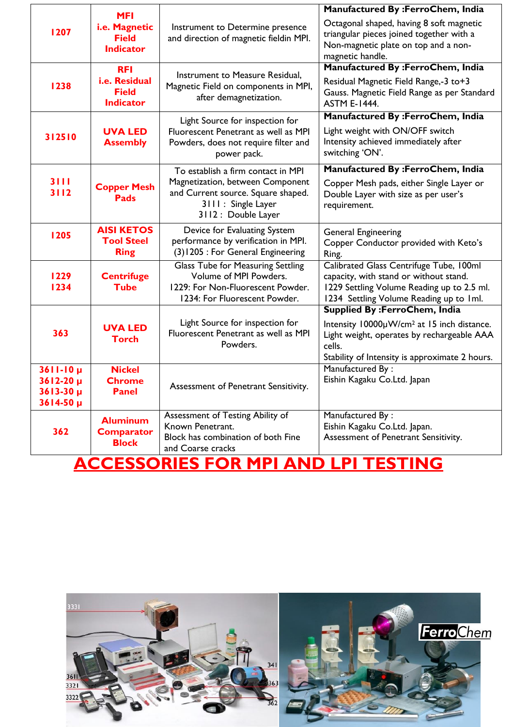| 1207 | MFI i.e. Magnetic Field Indicator | Instrument to Determine presence and direction of magnetic fieldin MPI. | **Manufactured By :FerroChem, India** Octagonal shaped, having 8 soft magnetic triangular pieces joined together with a Non-magnetic plate on top and a non-magnetic handle. |
|---|---|---|---|
| 1238 | RFI i.e. Residual Field Indicator | Instrument to Measure Residual, Magnetic Field on components in MPI, after demagnetization. | **Manufactured By :FerroChem, India** Residual Magnetic Field Range,-3 to+3 Gauss. Magnetic Field Range as per Standard ASTM E-1444. |
| 312510 | UVA LED Assembly | Light Source for inspection for Fluorescent Penetrant as well as MPI Powders, does not require filter and power pack. | **Manufactured By :FerroChem, India** Light weight with ON/OFF switch Intensity achieved immediately after switching 'ON'. |
| 3111 3112 | Copper Mesh Pads | To establish a firm contact in MPI Magnetization, between Component and Current source. Square shaped. 3111 : Single Layer 3112 : Double Layer | **Manufactured By :FerroChem, India** Copper Mesh pads, either Single Layer or Double Layer with size as per user's requirement. |
| 1205 | AISI KETOS Tool Steel Ring | Device for Evaluating System performance by verification in MPI. (3)1205 : For General Engineering | General Engineering Copper Conductor provided with Keto's Ring. |
| 1229 1234 | Centrifuge Tube | Glass Tube for Measuring Settling Volume of MPI Powders. 1229: For Non-Fluorescent Powder. 1234: For Fluorescent Powder. | Calibrated Glass Centrifuge Tube, 100ml capacity, with stand or without stand. 1229 Settling Volume Reading up to 2.5 ml. 1234 Settling Volume Reading up to 1ml. |
| 363 | UVA LED Torch | Light Source for inspection for Fluorescent Penetrant as well as MPI Powders. | **Supplied By :FerroChem, India** Intensity 10000μW/cm² at 15 inch distance. Light weight, operates by rechargeable AAA cells. Stability of Intensity is approximate 2 hours. |
| 3611-10 μ 3612-20 μ 3613-30 μ 3614-50 μ | Nickel Chrome Panel | Assessment of Penetrant Sensitivity. | Manufactured By : Eishin Kagaku Co.Ltd. Japan |
| 362 | Aluminum Comparator Block | Assessment of Testing Ability of Known Penetrant. Block has combination of both Fine and Coarse cracks | Manufactured By : Eishin Kagaku Co.Ltd. Japan. Assessment of Penetrant Sensitivity. |

# ACCESSORIES FOR MPI AND LPI TESTING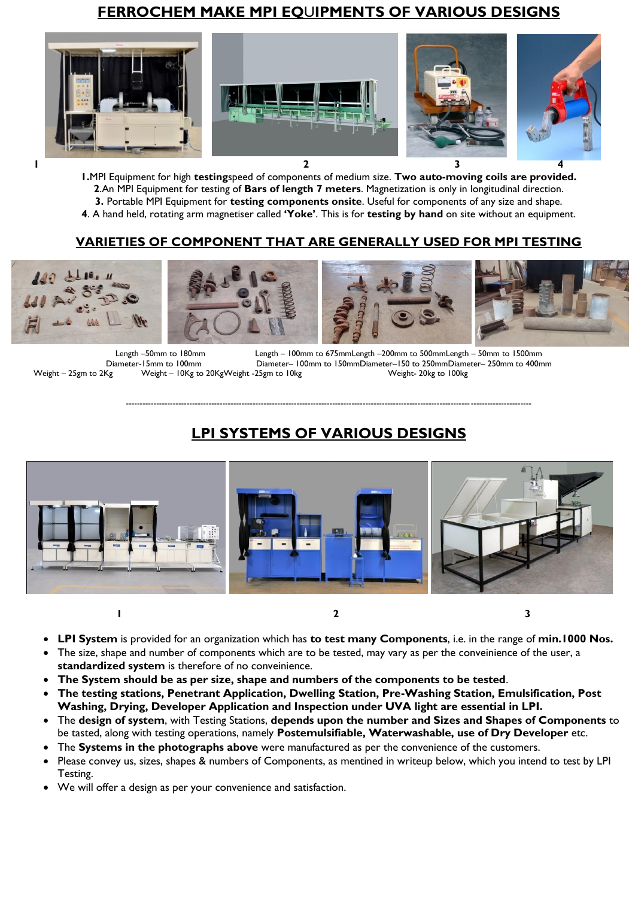## FERROCHEM MAKE MPI EQUIPMENTS OF VARIOUS DESIGNS

1 2 3 4

**1.** MPI Equipment for high **testing** speed of components of medium size. **Two auto-moving coils are provided.**
**2.** An MPI Equipment for testing of **Bars of length 7 meters**. Magnetization is only in longitudinal direction.
**3.** Portable MPI Equipment for **testing components onsite**. Useful for components of any size and shape.
**4**. A hand held, rotating arm magnetiser called **'Yoke'**. This is for **testing by hand** on site without an equipment.

## VARIETIES OF COMPONENT THAT ARE GENERALLY USED FOR MPI TESTING

Length –50mm to 180mm
Diameter-15mm to 100mm
Weight – 25gm to 2Kg

Length – 100mm to 675mm
Diameter– 100mm to 150mm
Weight – 10Kg to 20Kg

Length –200mm to 500mm
Diameter–150 to 250mm
Weight -25gm to 10kg

Length – 50mm to 1500mm
Diameter– 250mm to 400mm
Weight- 20kg to 100kg

---

## LPI SYSTEMS OF VARIOUS DESIGNS

1 2 3

- **LPI System** is provided for an organization which has **to test many Components**, i.e. in the range of **min.1000 Nos.**
- The size, shape and number of components which are to be tested, may vary as per the conveinience of the user, a **standardized system** is therefore of no conveinience.
- **The System should be as per size, shape and numbers of the components to be tested**.
- **The testing stations, Penetrant Application, Dwelling Station, Pre-Washing Station, Emulsification, Post Washing, Drying, Developer Application and Inspection under UVA light are essential in LPI.**
- The **design of system**, with Testing Stations, **depends upon the number and Sizes and Shapes of Components** to be tasted, along with testing operations, namely **Postemulsifiable, Waterwashable, use of Dry Developer** etc.
- The **Systems in the photographs above** were manufactured as per the convenience of the customers.
- Please convey us, sizes, shapes & numbers of Components, as mentined in writeup below, which you intend to test by LPI Testing.
- We will offer a design as per your convenience and satisfaction.